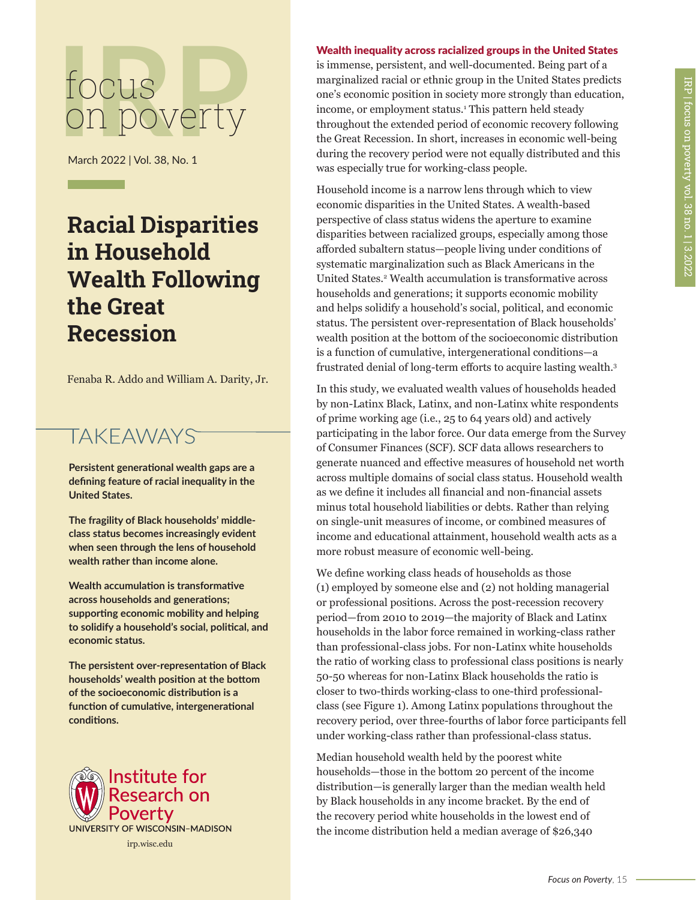# focus on poverty

March 2022 | Vol. 38, No. 1

# Racial Disparities in Household Wealth Following the Great Recession

Fenaba R. Addo and William A. Darity, Jr.

## TAKEAWAYS

**Persistent generational wealth gaps are a defining feature of racial inequality in the United States.**

**The fragility of Black households' middle-class status becomes increasingly evident when seen through the lens of household wealth rather than income alone.**

**Wealth accumulation is transformative across households and generations; supporting economic mobility and helping to solidify a household's social, political, and economic status.**

**The persistent over-representation of Black households' wealth position at the bottom of the socioeconomic distribution is a function of cumulative, intergenerational conditions.**

Institute for Research on Poverty
UNIVERSITY OF WISCONSIN–MADISON
irp.wisc.edu

**Wealth inequality across racialized groups in the United States** is immense, persistent, and well-documented. Being part of a marginalized racial or ethnic group in the United States predicts one's economic position in society more strongly than education, income, or employment status.[1] This pattern held steady throughout the extended period of economic recovery following the Great Recession. In short, increases in economic well-being during the recovery period were not equally distributed and this was especially true for working-class people.

Household income is a narrow lens through which to view economic disparities in the United States. A wealth-based perspective of class status widens the aperture to examine disparities between racialized groups, especially among those afforded subaltern status—people living under conditions of systematic marginalization such as Black Americans in the United States.[2] Wealth accumulation is transformative across households and generations; it supports economic mobility and helps solidify a household's social, political, and economic status. The persistent over-representation of Black households' wealth position at the bottom of the socioeconomic distribution is a function of cumulative, intergenerational conditions—a frustrated denial of long-term efforts to acquire lasting wealth.[3]

In this study, we evaluated wealth values of households headed by non-Latinx Black, Latinx, and non-Latinx white respondents of prime working age (i.e., 25 to 64 years old) and actively participating in the labor force. Our data emerge from the Survey of Consumer Finances (SCF). SCF data allows researchers to generate nuanced and effective measures of household net worth across multiple domains of social class status. Household wealth as we define it includes all financial and non-financial assets minus total household liabilities or debts. Rather than relying on single-unit measures of income, or combined measures of income and educational attainment, household wealth acts as a more robust measure of economic well-being.

We define working class heads of households as those (1) employed by someone else and (2) not holding managerial or professional positions. Across the post-recession recovery period—from 2010 to 2019—the majority of Black and Latinx households in the labor force remained in working-class rather than professional-class jobs. For non-Latinx white households the ratio of working class to professional class positions is nearly 50-50 whereas for non-Latinx Black households the ratio is closer to two-thirds working-class to one-third professional-class (see Figure 1). Among Latinx populations throughout the recovery period, over three-fourths of labor force participants fell under working-class rather than professional-class status.

Median household wealth held by the poorest white households—those in the bottom 20 percent of the income distribution—is generally larger than the median wealth held by Black households in any income bracket. By the end of the recovery period white households in the lowest end of the income distribution held a median average of $26,340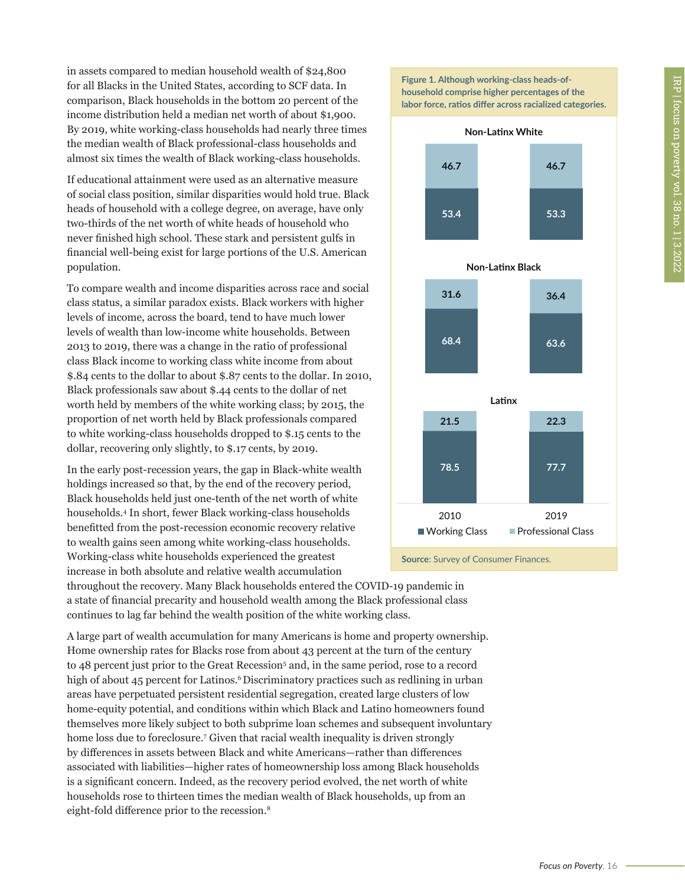in assets compared to median household wealth of $24,800 for all Blacks in the United States, according to SCF data. In comparison, Black households in the bottom 20 percent of the income distribution held a median net worth of about $1,900. By 2019, white working-class households had nearly three times the median wealth of Black professional-class households and almost six times the wealth of Black working-class households.

If educational attainment were used as an alternative measure of social class position, similar disparities would hold true. Black heads of household with a college degree, on average, have only two-thirds of the net worth of white heads of household who never finished high school. These stark and persistent gulfs in financial well-being exist for large portions of the U.S. American population.

To compare wealth and income disparities across race and social class status, a similar paradox exists. Black workers with higher levels of income, across the board, tend to have much lower levels of wealth than low-income white households. Between 2013 to 2019, there was a change in the ratio of professional class Black income to working class white income from about $.84 cents to the dollar to about $.87 cents to the dollar. In 2010, Black professionals saw about $.44 cents to the dollar of net worth held by members of the white working class; by 2015, the proportion of net worth held by Black professionals compared to white working-class households dropped to $.15 cents to the dollar, recovering only slightly, to $.17 cents, by 2019.

In the early post-recession years, the gap in Black-white wealth holdings increased so that, by the end of the recovery period, Black households held just one-tenth of the net worth of white households.[4] In short, fewer Black working-class households benefitted from the post-recession economic recovery relative to wealth gains seen among white working-class households. Working-class white households experienced the greatest increase in both absolute and relative wealth accumulation throughout the recovery. Many Black households entered the COVID-19 pandemic in a state of financial precarity and household wealth among the Black professional class continues to lag far behind the wealth position of the white working class.

**Figure 1. Although working-class heads-of-household comprise higher percentages of the labor force, ratios differ across racialized categories.**

| Group | Year | Working Class | Professional Class |
|---|---|---|---|
| Non-Latinx White | 2010 | 53.4 | 46.7 |
| Non-Latinx White | 2019 | 53.3 | 46.7 |
| Non-Latinx Black | 2010 | 68.4 | 31.6 |
| Non-Latinx Black | 2019 | 63.6 | 36.4 |
| Latinx | 2010 | 78.5 | 21.5 |
| Latinx | 2019 | 77.7 | 22.3 |

**Source**: Survey of Consumer Finances.

A large part of wealth accumulation for many Americans is home and property ownership. Home ownership rates for Blacks rose from about 43 percent at the turn of the century to 48 percent just prior to the Great Recession[5] and, in the same period, rose to a record high of about 45 percent for Latinos.[6] Discriminatory practices such as redlining in urban areas have perpetuated persistent residential segregation, created large clusters of low home-equity potential, and conditions within which Black and Latino homeowners found themselves more likely subject to both subprime loan schemes and subsequent involuntary home loss due to foreclosure.[7] Given that racial wealth inequality is driven strongly by differences in assets between Black and white Americans—rather than differences associated with liabilities—higher rates of homeownership loss among Black households is a significant concern. Indeed, as the recovery period evolved, the net worth of white households rose to thirteen times the median wealth of Black households, up from an eight-fold difference prior to the recession.[8]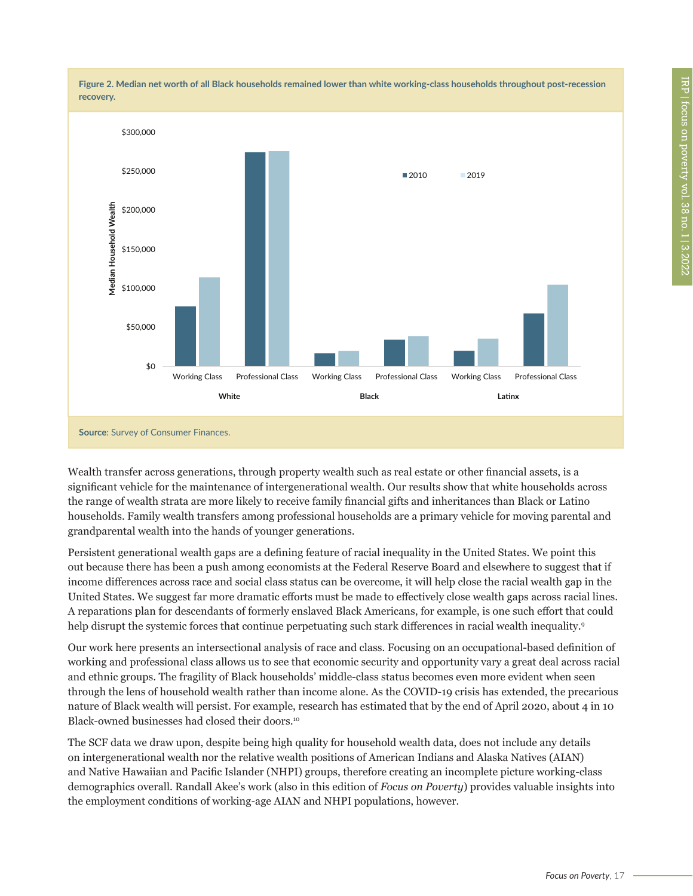**Figure 2. Median net worth of all Black households remained lower than white working-class households throughout post-recession recovery.**

**Source**: Survey of Consumer Finances.

Wealth transfer across generations, through property wealth such as real estate or other financial assets, is a significant vehicle for the maintenance of intergenerational wealth. Our results show that white households across the range of wealth strata are more likely to receive family financial gifts and inheritances than Black or Latino households. Family wealth transfers among professional households are a primary vehicle for moving parental and grandparental wealth into the hands of younger generations.

Persistent generational wealth gaps are a defining feature of racial inequality in the United States. We point this out because there has been a push among economists at the Federal Reserve Board and elsewhere to suggest that if income differences across race and social class status can be overcome, it will help close the racial wealth gap in the United States. We suggest far more dramatic efforts must be made to effectively close wealth gaps across racial lines. A reparations plan for descendants of formerly enslaved Black Americans, for example, is one such effort that could help disrupt the systemic forces that continue perpetuating such stark differences in racial wealth inequality.[9]

Our work here presents an intersectional analysis of race and class. Focusing on an occupational-based definition of working and professional class allows us to see that economic security and opportunity vary a great deal across racial and ethnic groups. The fragility of Black households' middle-class status becomes even more evident when seen through the lens of household wealth rather than income alone. As the COVID-19 crisis has extended, the precarious nature of Black wealth will persist. For example, research has estimated that by the end of April 2020, about 4 in 10 Black-owned businesses had closed their doors.[10]

The SCF data we draw upon, despite being high quality for household wealth data, does not include any details on intergenerational wealth nor the relative wealth positions of American Indians and Alaska Natives (AIAN) and Native Hawaiian and Pacific Islander (NHPI) groups, therefore creating an incomplete picture working-class demographics overall. Randall Akee's work (also in this edition of *Focus on Poverty*) provides valuable insights into the employment conditions of working-age AIAN and NHPI populations, however.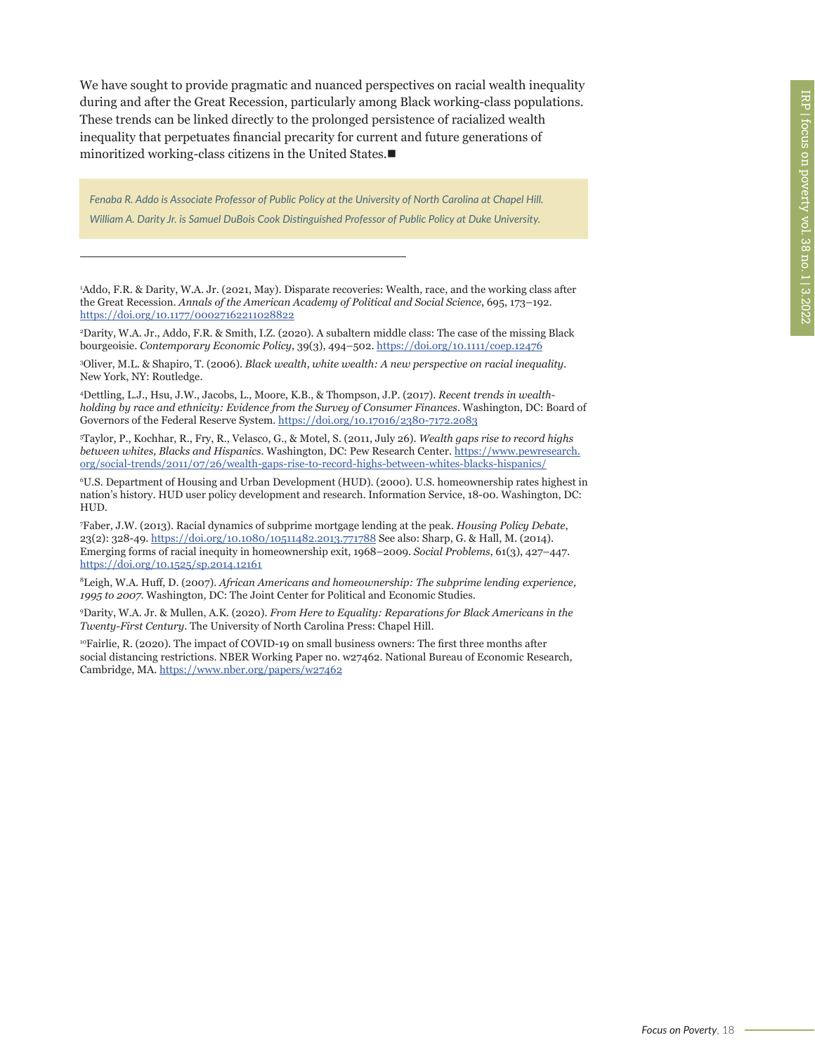We have sought to provide pragmatic and nuanced perspectives on racial wealth inequality during and after the Great Recession, particularly among Black working-class populations. These trends can be linked directly to the prolonged persistence of racialized wealth inequality that perpetuates financial precarity for current and future generations of minoritized working-class citizens in the United States.■

*Fenaba R. Addo is Associate Professor of Public Policy at the University of North Carolina at Chapel Hill.*

*William A. Darity Jr. is Samuel DuBois Cook Distinguished Professor of Public Policy at Duke University.*

---

[1]Addo, F.R. & Darity, W.A. Jr. (2021, May). Disparate recoveries: Wealth, race, and the working class after the Great Recession. *Annals of the American Academy of Political and Social Science*, 695, 173–192. https://doi.org/10.1177/00027162211028822

[2]Darity, W.A. Jr., Addo, F.R. & Smith, I.Z. (2020). A subaltern middle class: The case of the missing Black bourgeoisie. *Contemporary Economic Policy*, 39(3), 494–502. https://doi.org/10.1111/coep.12476

[3]Oliver, M.L. & Shapiro, T. (2006). *Black wealth, white wealth: A new perspective on racial inequality*. New York, NY: Routledge.

[4]Dettling, L.J., Hsu, J.W., Jacobs, L., Moore, K.B., & Thompson, J.P. (2017). *Recent trends in wealth-holding by race and ethnicity: Evidence from the Survey of Consumer Finances*. Washington, DC: Board of Governors of the Federal Reserve System. https://doi.org/10.17016/2380-7172.2083

[5]Taylor, P., Kochhar, R., Fry, R., Velasco, G., & Motel, S. (2011, July 26). *Wealth gaps rise to record highs between whites, Blacks and Hispanics*. Washington, DC: Pew Research Center. https://www.pewresearch.org/social-trends/2011/07/26/wealth-gaps-rise-to-record-highs-between-whites-blacks-hispanics/

[6]U.S. Department of Housing and Urban Development (HUD). (2000). U.S. homeownership rates highest in nation's history. HUD user policy development and research. Information Service, 18-00. Washington, DC: HUD.

[7]Faber, J.W. (2013). Racial dynamics of subprime mortgage lending at the peak. *Housing Policy Debate*, 23(2): 328-49. https://doi.org/10.1080/10511482.2013.771788 See also: Sharp, G. & Hall, M. (2014). Emerging forms of racial inequity in homeownership exit, 1968–2009. *Social Problems*, 61(3), 427–447. https://doi.org/10.1525/sp.2014.12161

[8]Leigh, W.A. Huff, D. (2007). *African Americans and homeownership: The subprime lending experience, 1995 to 2007*. Washington, DC: The Joint Center for Political and Economic Studies.

[9]Darity, W.A. Jr. & Mullen, A.K. (2020). *From Here to Equality: Reparations for Black Americans in the Twenty-First Century*. The University of North Carolina Press: Chapel Hill.

[10]Fairlie, R. (2020). The impact of COVID-19 on small business owners: The first three months after social distancing restrictions. NBER Working Paper no. w27462. National Bureau of Economic Research, Cambridge, MA. https://www.nber.org/papers/w27462